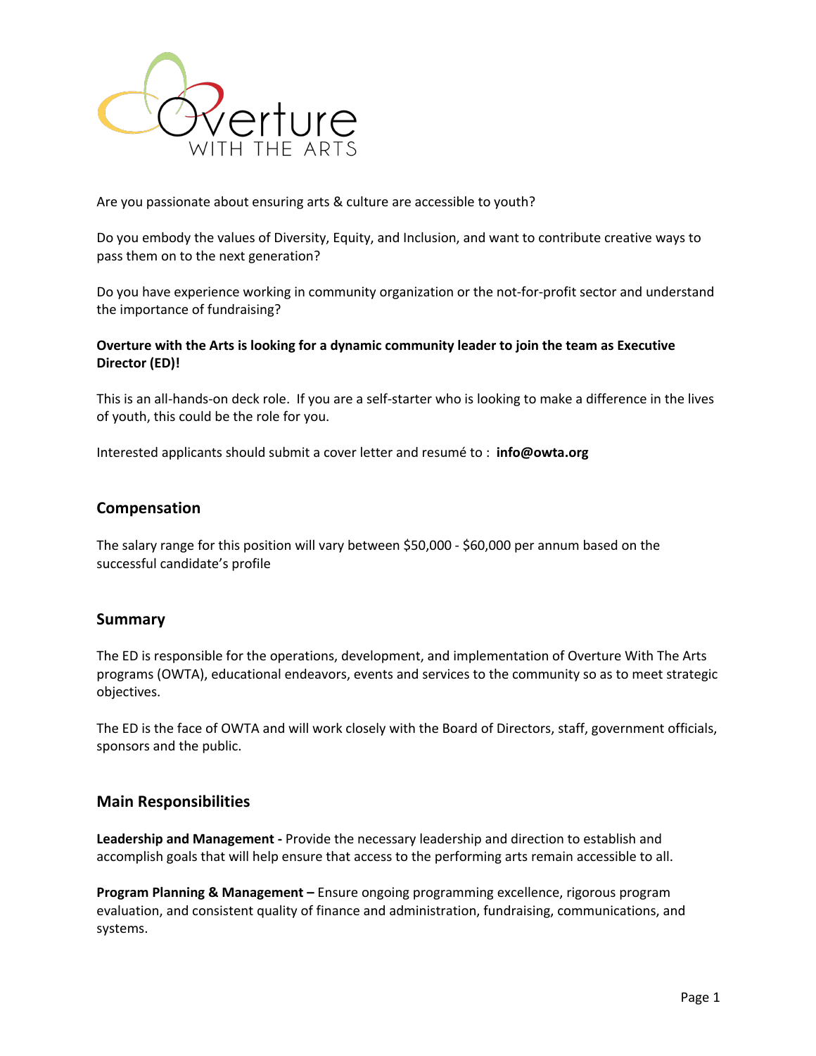Are you passionate about ensuring arts & culture are accessible to youth?

Do you embody the values of Diversity, Equity, and Inclusion, and want to contribute creative ways to pass them on to the next generation?

Do you have experience working in community organization or the not-for-profit sector and understand the importance of fundraising?

**Overture with the Arts is looking for a dynamic community leader to join the team as Executive Director (ED)!**

This is an all-hands-on deck role. If you are a self-starter who is looking to make a difference in the lives of youth, this could be the role for you.

Interested applicants should submit a cover letter and resumé to : **info@owta.org**

## Compensation

The salary range for this position will vary between $50,000 - $60,000 per annum based on the successful candidate's profile

## Summary

The ED is responsible for the operations, development, and implementation of Overture With The Arts programs (OWTA), educational endeavors, events and services to the community so as to meet strategic objectives.

The ED is the face of OWTA and will work closely with the Board of Directors, staff, government officials, sponsors and the public.

## Main Responsibilities

**Leadership and Management -** Provide the necessary leadership and direction to establish and accomplish goals that will help ensure that access to the performing arts remain accessible to all.

**Program Planning & Management –** Ensure ongoing programming excellence, rigorous program evaluation, and consistent quality of finance and administration, fundraising, communications, and systems.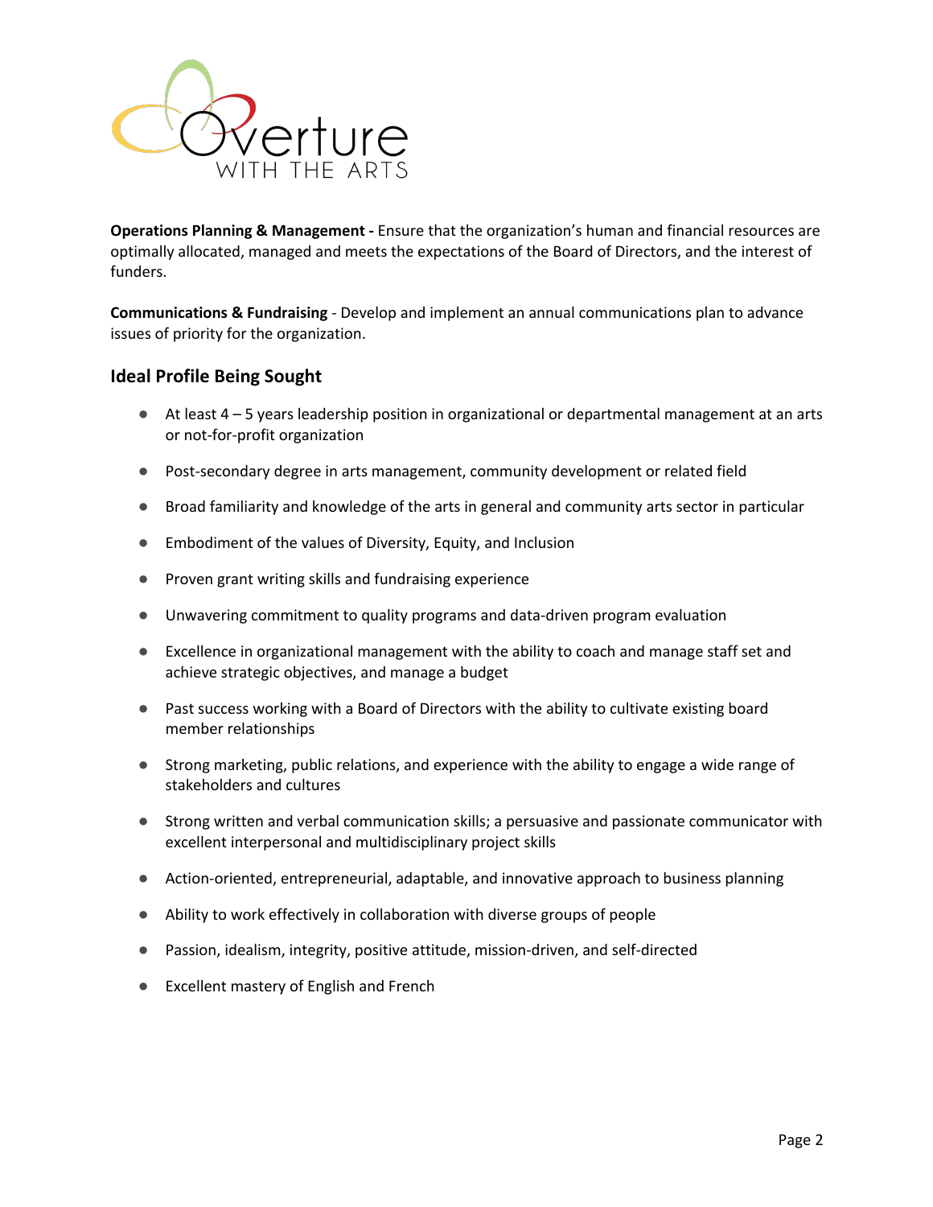**Operations Planning & Management -** Ensure that the organization's human and financial resources are optimally allocated, managed and meets the expectations of the Board of Directors, and the interest of funders.

**Communications & Fundraising** - Develop and implement an annual communications plan to advance issues of priority for the organization.

## Ideal Profile Being Sought

- At least 4 – 5 years leadership position in organizational or departmental management at an arts or not-for-profit organization
- Post-secondary degree in arts management, community development or related field
- Broad familiarity and knowledge of the arts in general and community arts sector in particular
- Embodiment of the values of Diversity, Equity, and Inclusion
- Proven grant writing skills and fundraising experience
- Unwavering commitment to quality programs and data-driven program evaluation
- Excellence in organizational management with the ability to coach and manage staff set and achieve strategic objectives, and manage a budget
- Past success working with a Board of Directors with the ability to cultivate existing board member relationships
- Strong marketing, public relations, and experience with the ability to engage a wide range of stakeholders and cultures
- Strong written and verbal communication skills; a persuasive and passionate communicator with excellent interpersonal and multidisciplinary project skills
- Action-oriented, entrepreneurial, adaptable, and innovative approach to business planning
- Ability to work effectively in collaboration with diverse groups of people
- Passion, idealism, integrity, positive attitude, mission-driven, and self-directed
- Excellent mastery of English and French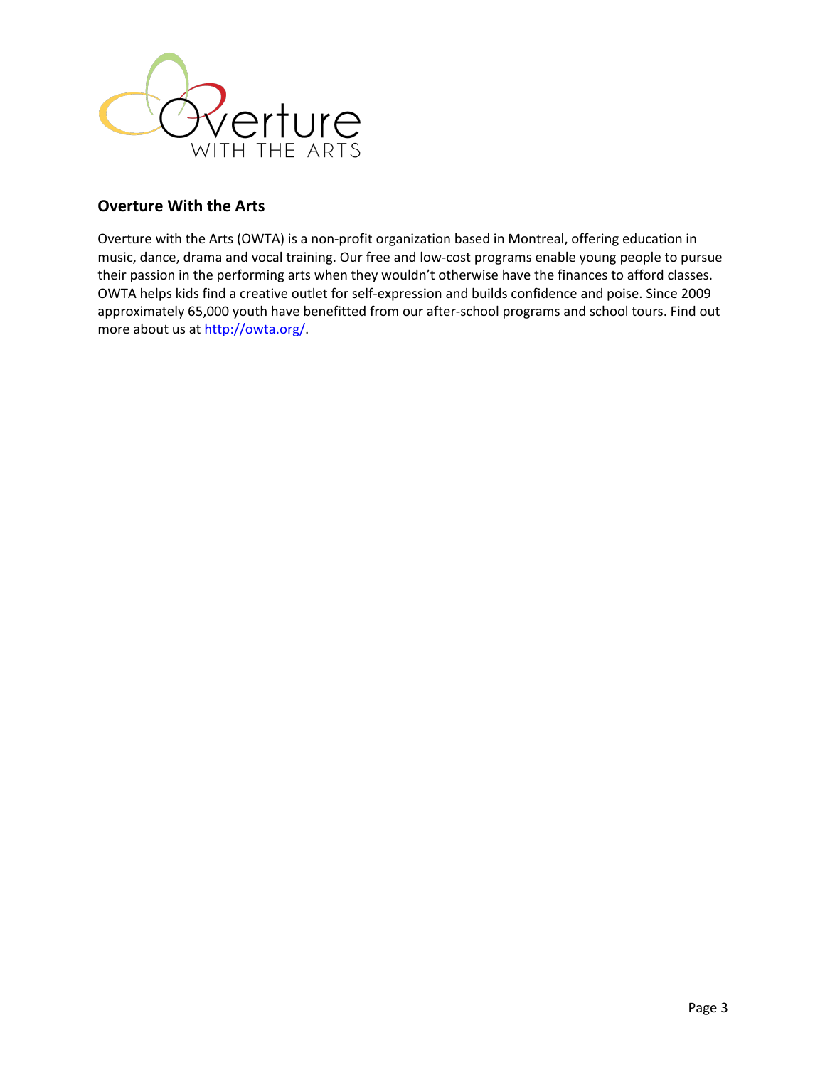## Overture With the Arts

Overture with the Arts (OWTA) is a non-profit organization based in Montreal, offering education in music, dance, drama and vocal training. Our free and low-cost programs enable young people to pursue their passion in the performing arts when they wouldn't otherwise have the finances to afford classes. OWTA helps kids find a creative outlet for self-expression and builds confidence and poise. Since 2009 approximately 65,000 youth have benefitted from our after-school programs and school tours. Find out more about us at [http://owta.org/](http://owta.org/).